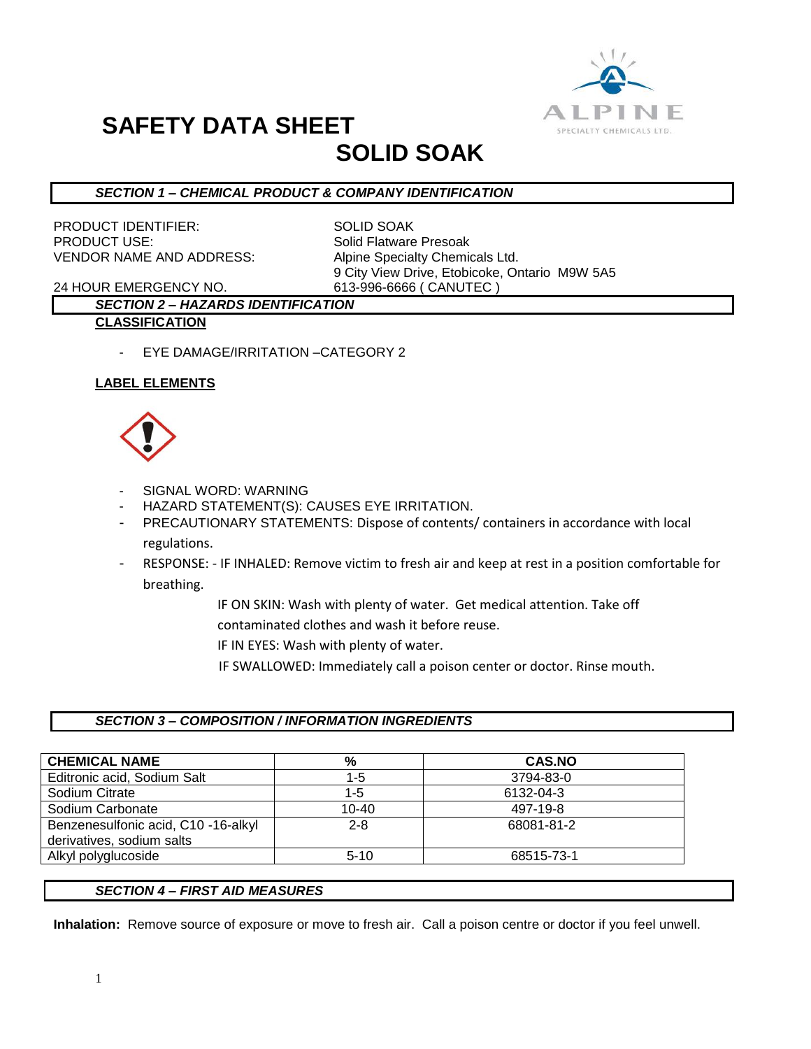# SAFETY DATA SHEET

# SOLID SOAK

## *SECTION 1 – CHEMICAL PRODUCT & COMPANY IDENTIFICATION*

PRODUCT IDENTIFIER: SOLID SOAK
PRODUCT USE: Solid Flatware Presoak
VENDOR NAME AND ADDRESS: Alpine Specialty Chemicals Ltd.
9 City View Drive, Etobicoke, Ontario M9W 5A5
24 HOUR EMERGENCY NO. 613-996-6666 ( CANUTEC )

## *SECTION 2 – HAZARDS IDENTIFICATION*

**CLASSIFICATION**

- EYE DAMAGE/IRRITATION –CATEGORY 2

**LABEL ELEMENTS**

- SIGNAL WORD: WARNING
- HAZARD STATEMENT(S): CAUSES EYE IRRITATION.
- PRECAUTIONARY STATEMENTS: Dispose of contents/ containers in accordance with local regulations.
- RESPONSE: - IF INHALED: Remove victim to fresh air and keep at rest in a position comfortable for breathing.

  IF ON SKIN: Wash with plenty of water. Get medical attention. Take off contaminated clothes and wash it before reuse.

  IF IN EYES: Wash with plenty of water.

  IF SWALLOWED: Immediately call a poison center or doctor. Rinse mouth.

## *SECTION 3 – COMPOSITION / INFORMATION INGREDIENTS*

| CHEMICAL NAME | % | CAS.NO |
|---|---|---|
| Editronic acid, Sodium Salt | 1-5 | 3794-83-0 |
| Sodium Citrate | 1-5 | 6132-04-3 |
| Sodium Carbonate | 10-40 | 497-19-8 |
| Benzenesulfonic acid, C10 -16-alkyl derivatives, sodium salts | 2-8 | 68081-81-2 |
| Alkyl polyglucoside | 5-10 | 68515-73-1 |

## *SECTION 4 – FIRST AID MEASURES*

**Inhalation:** Remove source of exposure or move to fresh air. Call a poison centre or doctor if you feel unwell.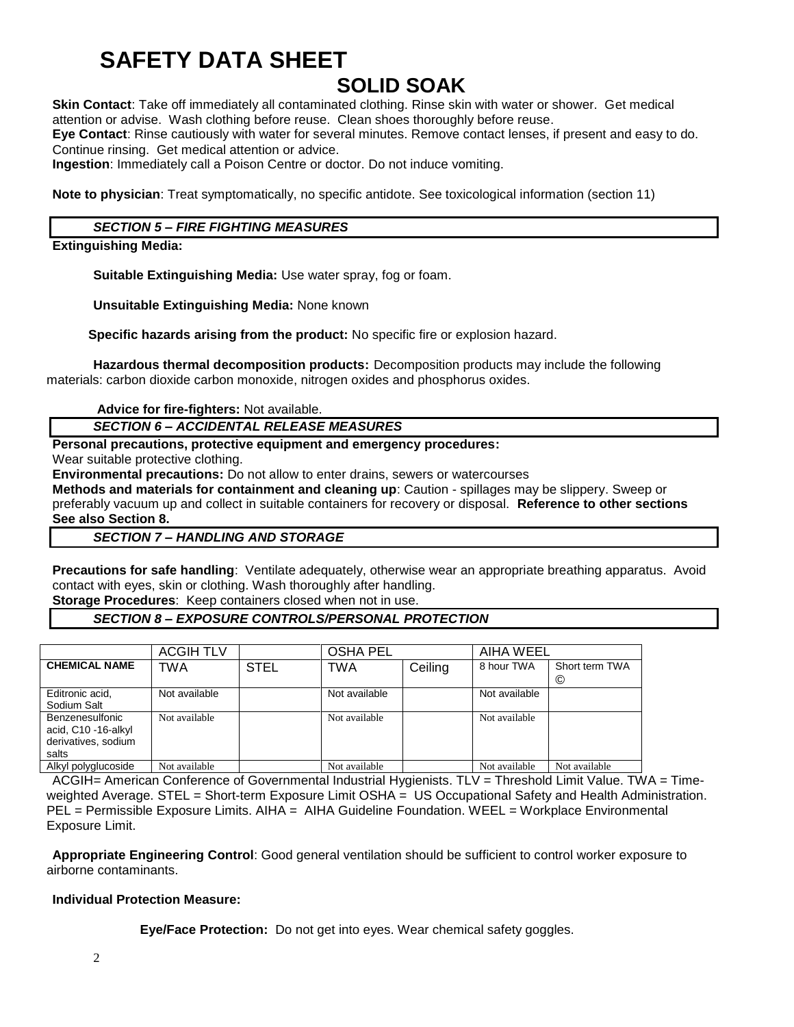# SAFETY DATA SHEET

## SOLID SOAK

**Skin Contact**: Take off immediately all contaminated clothing. Rinse skin with water or shower. Get medical attention or advise. Wash clothing before reuse. Clean shoes thoroughly before reuse.
**Eye Contact**: Rinse cautiously with water for several minutes. Remove contact lenses, if present and easy to do. Continue rinsing. Get medical attention or advice.
**Ingestion**: Immediately call a Poison Centre or doctor. Do not induce vomiting.

**Note to physician**: Treat symptomatically, no specific antidote. See toxicological information (section 11)

### *SECTION 5 – FIRE FIGHTING MEASURES*

**Extinguishing Media:**

**Suitable Extinguishing Media:** Use water spray, fog or foam.

**Unsuitable Extinguishing Media:** None known

**Specific hazards arising from the product:** No specific fire or explosion hazard.

**Hazardous thermal decomposition products:** Decomposition products may include the following materials: carbon dioxide carbon monoxide, nitrogen oxides and phosphorus oxides.

**Advice for fire-fighters:** Not available.

### *SECTION 6 – ACCIDENTAL RELEASE MEASURES*

**Personal precautions, protective equipment and emergency procedures:**
Wear suitable protective clothing.
**Environmental precautions:** Do not allow to enter drains, sewers or watercourses
**Methods and materials for containment and cleaning up**: Caution - spillages may be slippery. Sweep or preferably vacuum up and collect in suitable containers for recovery or disposal. **Reference to other sections See also Section 8.**

### *SECTION 7 – HANDLING AND STORAGE*

**Precautions for safe handling**: Ventilate adequately, otherwise wear an appropriate breathing apparatus. Avoid contact with eyes, skin or clothing. Wash thoroughly after handling.
**Storage Procedures**: Keep containers closed when not in use.

### *SECTION 8 – EXPOSURE CONTROLS/PERSONAL PROTECTION*

| | ACGIH TLV | | OSHA PEL | | AIHA WEEL | |
|---|---|---|---|---|---|---|
| **CHEMICAL NAME** | TWA | STEL | TWA | Ceiling | 8 hour TWA | Short term TWA © |
| Editronic acid, Sodium Salt | Not available | | Not available | | Not available | |
| Benzenesulfonic acid, C10 -16-alkyl derivatives, sodium salts | Not available | | Not available | | Not available | |
| Alkyl polyglucoside | Not available | | Not available | | Not available | Not available |

ACGIH= American Conference of Governmental Industrial Hygienists. TLV = Threshold Limit Value. TWA = Time-weighted Average. STEL = Short-term Exposure Limit OSHA = US Occupational Safety and Health Administration. PEL = Permissible Exposure Limits. AIHA = AIHA Guideline Foundation. WEEL = Workplace Environmental Exposure Limit.

**Appropriate Engineering Control**: Good general ventilation should be sufficient to control worker exposure to airborne contaminants.

**Individual Protection Measure:**

**Eye/Face Protection:** Do not get into eyes. Wear chemical safety goggles.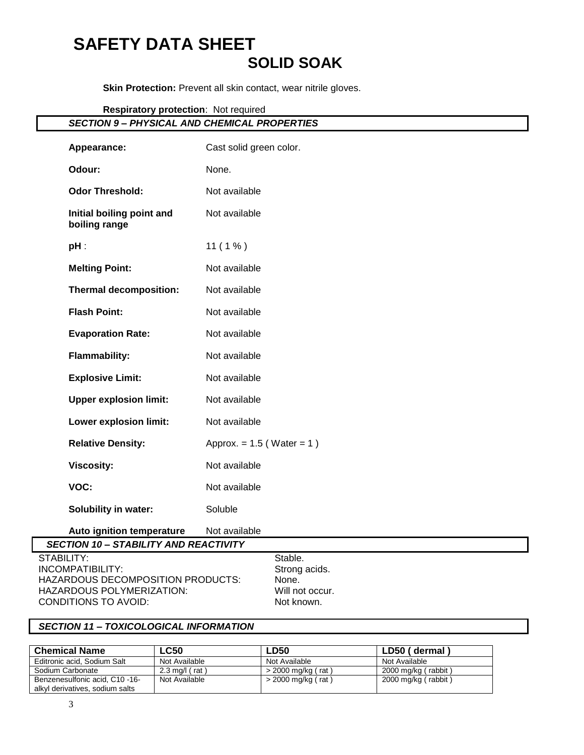**Skin Protection:** Prevent all skin contact, wear nitrile gloves.

**Respiratory protection**: Not required

## *SECTION 9 – PHYSICAL AND CHEMICAL PROPERTIES*

**Appearance:** Cast solid green color.

**Odour:** None.

**Odor Threshold:** Not available

**Initial boiling point and boiling range** Not available

**pH** : 11 ( 1 % )

**Melting Point:** Not available

**Thermal decomposition:** Not available

**Flash Point:** Not available

**Evaporation Rate:** Not available

**Flammability:** Not available

**Explosive Limit:** Not available

**Upper explosion limit:** Not available

**Lower explosion limit:** Not available

**Relative Density:** Approx. = 1.5 ( Water = 1 )

**Viscosity:** Not available

**VOC:** Not available

**Solubility in water:** Soluble

**Auto ignition temperature** Not available

## *SECTION 10 – STABILITY AND REACTIVITY*

STABILITY: Stable.
INCOMPATIBILITY: Strong acids.
HAZARDOUS DECOMPOSITION PRODUCTS: None.
HAZARDOUS POLYMERIZATION: Will not occur.
CONDITIONS TO AVOID: Not known.

## *SECTION 11 – TOXICOLOGICAL INFORMATION*

| Chemical Name | LC50 | LD50 | LD50 ( dermal ) |
|---|---|---|---|
| Editronic acid, Sodium Salt | Not Available | Not Available | Not Available |
| Sodium Carbonate | 2.3 mg/l ( rat ) | > 2000 mg/kg ( rat ) | 2000 mg/kg ( rabbit ) |
| Benzenesulfonic acid, C10 -16- alkyl derivatives, sodium salts | Not Available | > 2000 mg/kg ( rat ) | 2000 mg/kg ( rabbit ) |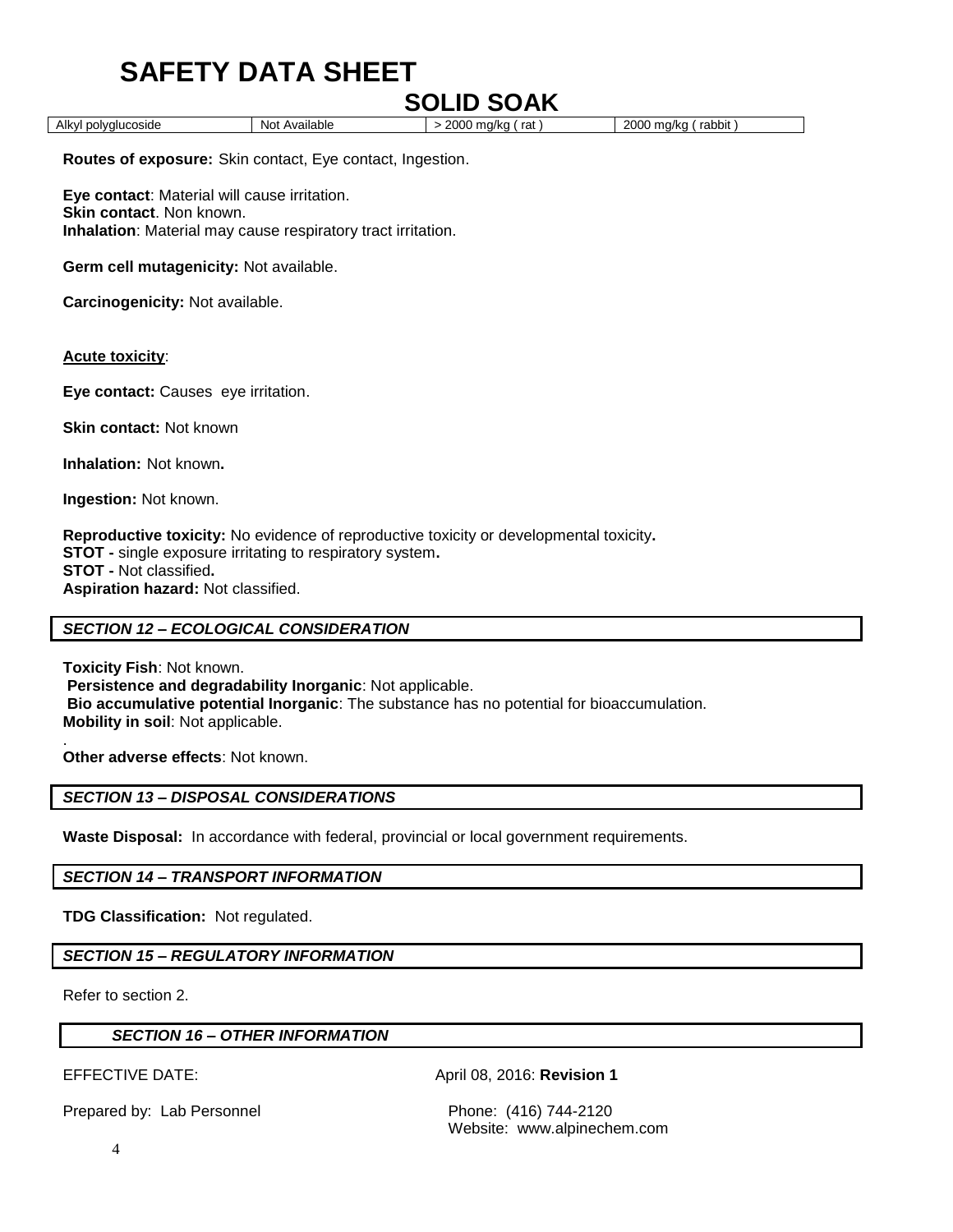# SAFETY DATA SHEET

## SOLID SOAK

| Alkyl polyglucoside | Not Available | > 2000 mg/kg ( rat ) | 2000 mg/kg ( rabbit ) |
|---|---|---|---|

**Routes of exposure:** Skin contact, Eye contact, Ingestion.

**Eye contact**: Material will cause irritation.
**Skin contact**. Non known.
**Inhalation**: Material may cause respiratory tract irritation.

**Germ cell mutagenicity:** Not available.

**Carcinogenicity:** Not available.

**Acute toxicity**:

**Eye contact:** Causes eye irritation.

**Skin contact:** Not known

**Inhalation:** Not known**.**

**Ingestion:** Not known.

**Reproductive toxicity:** No evidence of reproductive toxicity or developmental toxicity**.**
**STOT -** single exposure irritating to respiratory system**.**
**STOT -** Not classified**.**
**Aspiration hazard:** Not classified.

### *SECTION 12 – ECOLOGICAL CONSIDERATION*

**Toxicity Fish**: Not known.
**Persistence and degradability Inorganic**: Not applicable.
**Bio accumulative potential Inorganic**: The substance has no potential for bioaccumulation.
**Mobility in soil**: Not applicable.
.
**Other adverse effects**: Not known.

### *SECTION 13 – DISPOSAL CONSIDERATIONS*

**Waste Disposal:** In accordance with federal, provincial or local government requirements.

### *SECTION 14 – TRANSPORT INFORMATION*

**TDG Classification:** Not regulated.

### *SECTION 15 – REGULATORY INFORMATION*

Refer to section 2.

### *SECTION 16 – OTHER INFORMATION*

EFFECTIVE DATE: April 08, 2016: **Revision 1**

Prepared by: Lab Personnel Phone: (416) 744-2120
Website: www.alpinechem.com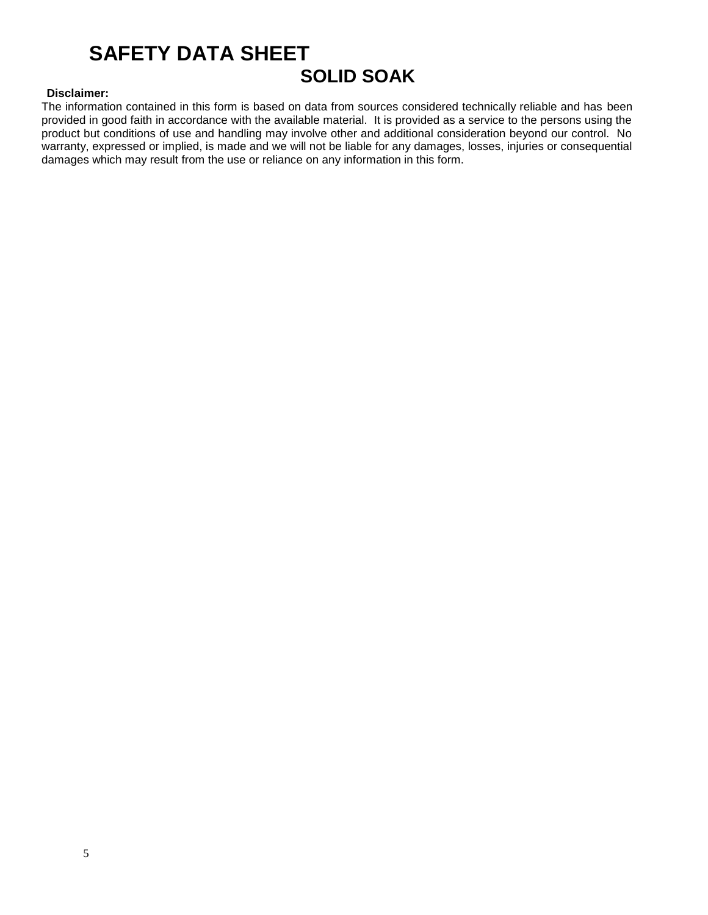# SAFETY DATA SHEET

## SOLID SOAK

**Disclaimer:**

The information contained in this form is based on data from sources considered technically reliable and has been provided in good faith in accordance with the available material. It is provided as a service to the persons using the product but conditions of use and handling may involve other and additional consideration beyond our control. No warranty, expressed or implied, is made and we will not be liable for any damages, losses, injuries or consequential damages which may result from the use or reliance on any information in this form.